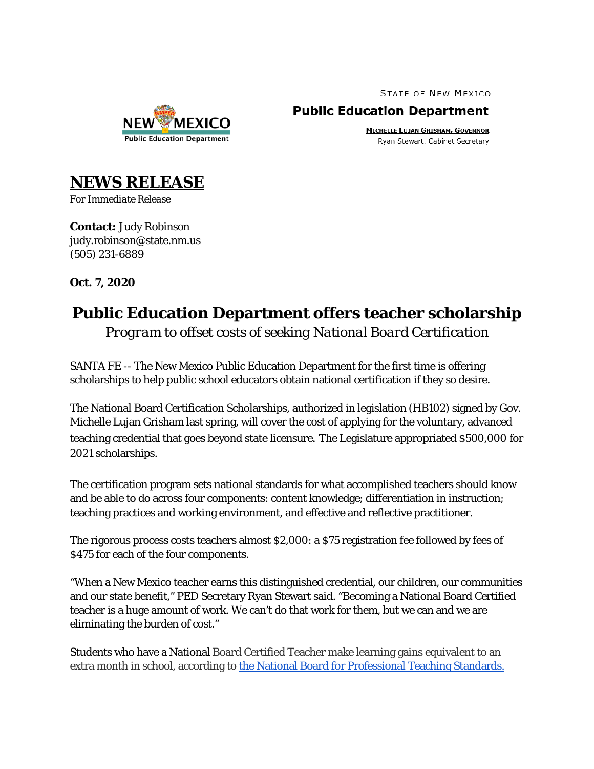STATE OF NEW MEXICO

**Public Education Department**

MICHELLE LUJAN GRISHAM, GOVERNOR
Ryan Stewart, Cabinet Secretary

# NEWS RELEASE

*For Immediate Release*

**Contact:** Judy Robinson
judy.robinson@state.nm.us
(505) 231-6889

**Oct. 7, 2020**

## Public Education Department offers teacher scholarship

*Program to offset costs of seeking National Board Certification*

SANTA FE -- The New Mexico Public Education Department for the first time is offering scholarships to help public school educators obtain national certification if they so desire.

The National Board Certification Scholarships, authorized in legislation (HB102) signed by Gov. Michelle Lujan Grisham last spring, will cover the cost of applying for the voluntary, advanced teaching credential that goes beyond state licensure. The Legislature appropriated $500,000 for 2021 scholarships.

The certification program sets national standards for what accomplished teachers should know and be able to do across four components: content knowledge; differentiation in instruction; teaching practices and working environment, and effective and reflective practitioner.

The rigorous process costs teachers almost $2,000: a $75 registration fee followed by fees of $475 for each of the four components.

"When a New Mexico teacher earns this distinguished credential, our children, our communities and our state benefit," PED Secretary Ryan Stewart said. "Becoming a National Board Certified teacher is a huge amount of work. We can't do that work for them, but we can and we are eliminating the burden of cost."

Students who have a National Board Certified Teacher make learning gains equivalent to an extra month in school, according to [the National Board for Professional Teaching Standards.]()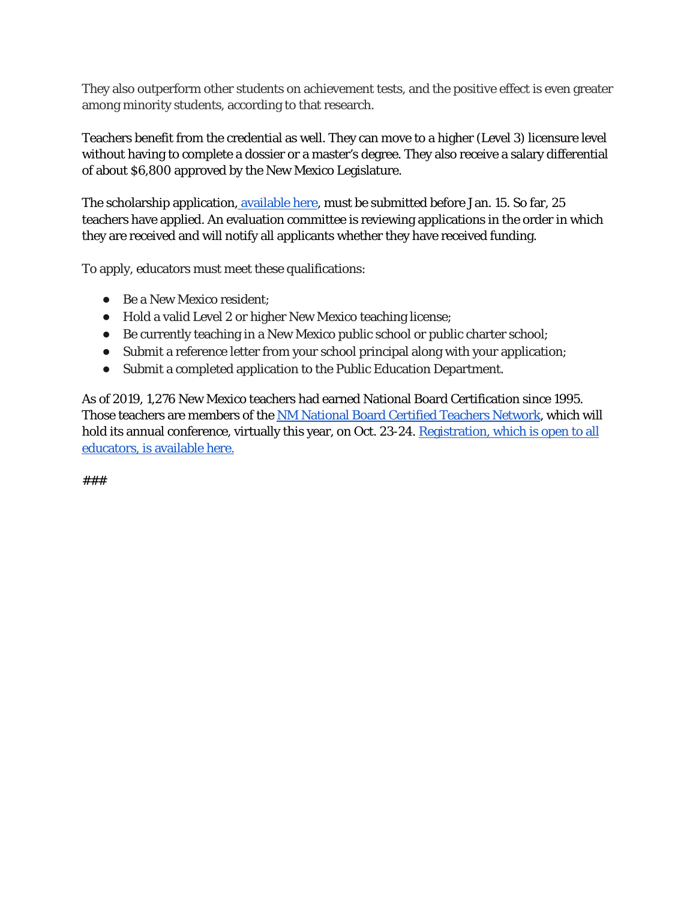They also outperform other students on achievement tests, and the positive effect is even greater among minority students, according to that research.

Teachers benefit from the credential as well. They can move to a higher (Level 3) licensure level without having to complete a dossier or a master's degree. They also receive a salary differential of about $6,800 approved by the New Mexico Legislature.

The scholarship application, available here, must be submitted before Jan. 15. So far, 25 teachers have applied. An evaluation committee is reviewing applications in the order in which they are received and will notify all applicants whether they have received funding.

To apply, educators must meet these qualifications:

- Be a New Mexico resident;
- Hold a valid Level 2 or higher New Mexico teaching license;
- Be currently teaching in a New Mexico public school or public charter school;
- Submit a reference letter from your school principal along with your application;
- Submit a completed application to the Public Education Department.

As of 2019, 1,276 New Mexico teachers had earned National Board Certification since 1995. Those teachers are members of the NM National Board Certified Teachers Network, which will hold its annual conference, virtually this year, on Oct. 23-24. Registration, which is open to all educators, is available here.

###